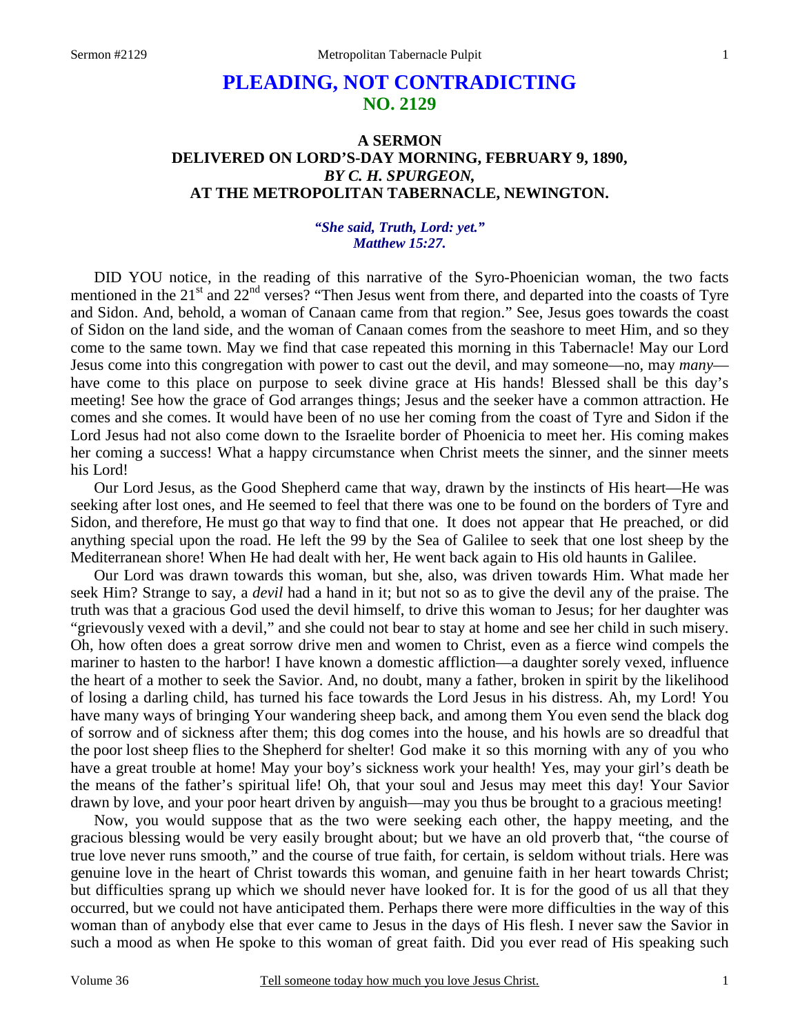# PLEADING, NOT CONTRADICTING
## NO. 2129

### A SERMON
### DELIVERED ON LORD'S-DAY MORNING, FEBRUARY 9, 1890,
### *BY C. H. SPURGEON,*
### AT THE METROPOLITAN TABERNACLE, NEWINGTON.

***"She said, Truth, Lord: yet." Matthew 15:27.***

DID YOU notice, in the reading of this narrative of the Syro-Phoenician woman, the two facts mentioned in the 21st and 22nd verses? "Then Jesus went from there, and departed into the coasts of Tyre and Sidon. And, behold, a woman of Canaan came from that region." See, Jesus goes towards the coast of Sidon on the land side, and the woman of Canaan comes from the seashore to meet Him, and so they come to the same town. May we find that case repeated this morning in this Tabernacle! May our Lord Jesus come into this congregation with power to cast out the devil, and may someone—no, may *many*—have come to this place on purpose to seek divine grace at His hands! Blessed shall be this day's meeting! See how the grace of God arranges things; Jesus and the seeker have a common attraction. He comes and she comes. It would have been of no use her coming from the coast of Tyre and Sidon if the Lord Jesus had not also come down to the Israelite border of Phoenicia to meet her. His coming makes her coming a success! What a happy circumstance when Christ meets the sinner, and the sinner meets his Lord!

Our Lord Jesus, as the Good Shepherd came that way, drawn by the instincts of His heart—He was seeking after lost ones, and He seemed to feel that there was one to be found on the borders of Tyre and Sidon, and therefore, He must go that way to find that one. It does not appear that He preached, or did anything special upon the road. He left the 99 by the Sea of Galilee to seek that one lost sheep by the Mediterranean shore! When He had dealt with her, He went back again to His old haunts in Galilee.

Our Lord was drawn towards this woman, but she, also, was driven towards Him. What made her seek Him? Strange to say, a *devil* had a hand in it; but not so as to give the devil any of the praise. The truth was that a gracious God used the devil himself, to drive this woman to Jesus; for her daughter was "grievously vexed with a devil," and she could not bear to stay at home and see her child in such misery. Oh, how often does a great sorrow drive men and women to Christ, even as a fierce wind compels the mariner to hasten to the harbor! I have known a domestic affliction—a daughter sorely vexed, influence the heart of a mother to seek the Savior. And, no doubt, many a father, broken in spirit by the likelihood of losing a darling child, has turned his face towards the Lord Jesus in his distress. Ah, my Lord! You have many ways of bringing Your wandering sheep back, and among them You even send the black dog of sorrow and of sickness after them; this dog comes into the house, and his howls are so dreadful that the poor lost sheep flies to the Shepherd for shelter! God make it so this morning with any of you who have a great trouble at home! May your boy's sickness work your health! Yes, may your girl's death be the means of the father's spiritual life! Oh, that your soul and Jesus may meet this day! Your Savior drawn by love, and your poor heart driven by anguish—may you thus be brought to a gracious meeting!

Now, you would suppose that as the two were seeking each other, the happy meeting, and the gracious blessing would be very easily brought about; but we have an old proverb that, "the course of true love never runs smooth," and the course of true faith, for certain, is seldom without trials. Here was genuine love in the heart of Christ towards this woman, and genuine faith in her heart towards Christ; but difficulties sprang up which we should never have looked for. It is for the good of us all that they occurred, but we could not have anticipated them. Perhaps there were more difficulties in the way of this woman than of anybody else that ever came to Jesus in the days of His flesh. I never saw the Savior in such a mood as when He spoke to this woman of great faith. Did you ever read of His speaking such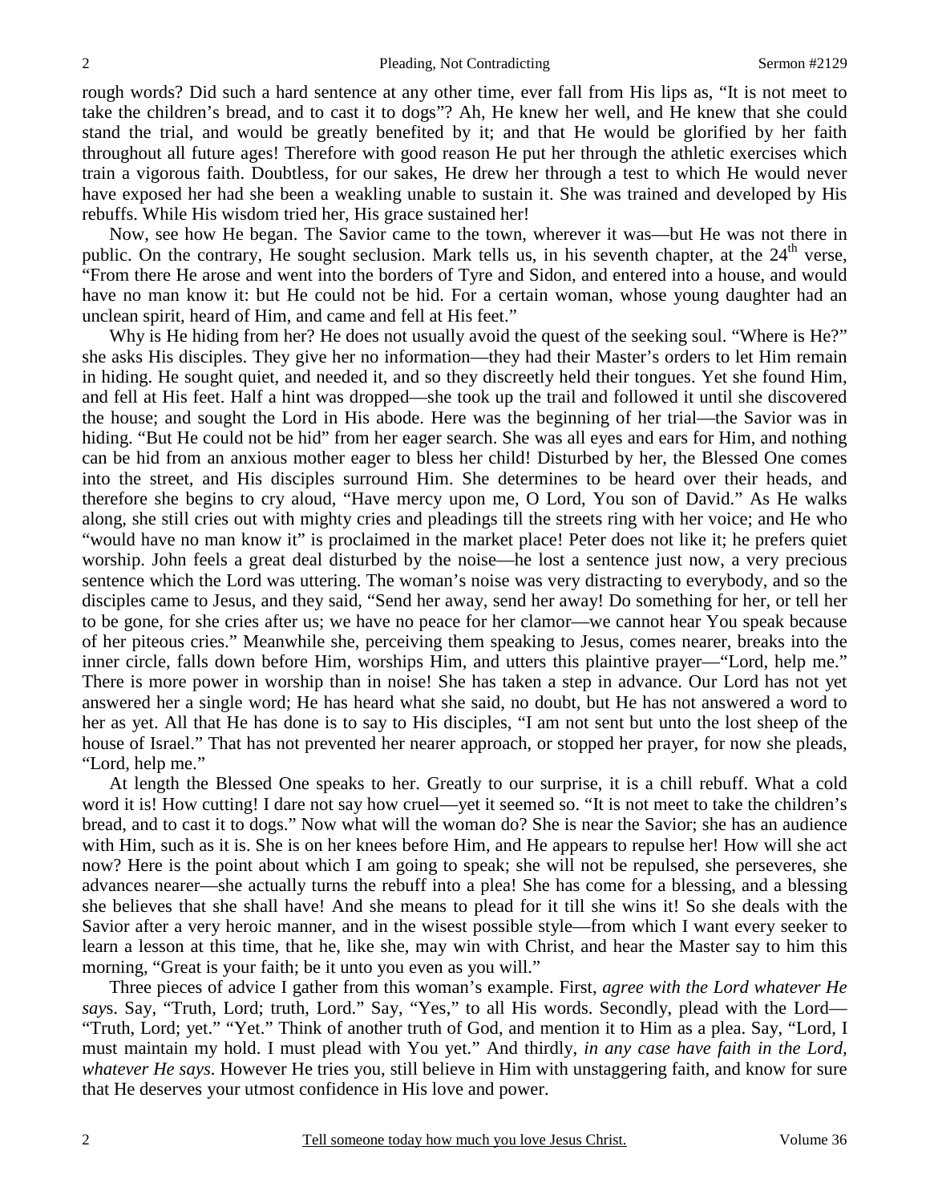rough words? Did such a hard sentence at any other time, ever fall from His lips as, "It is not meet to take the children's bread, and to cast it to dogs"? Ah, He knew her well, and He knew that she could stand the trial, and would be greatly benefited by it; and that He would be glorified by her faith throughout all future ages! Therefore with good reason He put her through the athletic exercises which train a vigorous faith. Doubtless, for our sakes, He drew her through a test to which He would never have exposed her had she been a weakling unable to sustain it. She was trained and developed by His rebuffs. While His wisdom tried her, His grace sustained her!

Now, see how He began. The Savior came to the town, wherever it was—but He was not there in public. On the contrary, He sought seclusion. Mark tells us, in his seventh chapter, at the 24th verse, "From there He arose and went into the borders of Tyre and Sidon, and entered into a house, and would have no man know it: but He could not be hid. For a certain woman, whose young daughter had an unclean spirit, heard of Him, and came and fell at His feet."

Why is He hiding from her? He does not usually avoid the quest of the seeking soul. "Where is He?" she asks His disciples. They give her no information—they had their Master's orders to let Him remain in hiding. He sought quiet, and needed it, and so they discreetly held their tongues. Yet she found Him, and fell at His feet. Half a hint was dropped—she took up the trail and followed it until she discovered the house; and sought the Lord in His abode. Here was the beginning of her trial—the Savior was in hiding. "But He could not be hid" from her eager search. She was all eyes and ears for Him, and nothing can be hid from an anxious mother eager to bless her child! Disturbed by her, the Blessed One comes into the street, and His disciples surround Him. She determines to be heard over their heads, and therefore she begins to cry aloud, "Have mercy upon me, O Lord, You son of David." As He walks along, she still cries out with mighty cries and pleadings till the streets ring with her voice; and He who "would have no man know it" is proclaimed in the market place! Peter does not like it; he prefers quiet worship. John feels a great deal disturbed by the noise—he lost a sentence just now, a very precious sentence which the Lord was uttering. The woman's noise was very distracting to everybody, and so the disciples came to Jesus, and they said, "Send her away, send her away! Do something for her, or tell her to be gone, for she cries after us; we have no peace for her clamor—we cannot hear You speak because of her piteous cries." Meanwhile she, perceiving them speaking to Jesus, comes nearer, breaks into the inner circle, falls down before Him, worships Him, and utters this plaintive prayer—"Lord, help me." There is more power in worship than in noise! She has taken a step in advance. Our Lord has not yet answered her a single word; He has heard what she said, no doubt, but He has not answered a word to her as yet. All that He has done is to say to His disciples, "I am not sent but unto the lost sheep of the house of Israel." That has not prevented her nearer approach, or stopped her prayer, for now she pleads, "Lord, help me."

At length the Blessed One speaks to her. Greatly to our surprise, it is a chill rebuff. What a cold word it is! How cutting! I dare not say how cruel—yet it seemed so. "It is not meet to take the children's bread, and to cast it to dogs." Now what will the woman do? She is near the Savior; she has an audience with Him, such as it is. She is on her knees before Him, and He appears to repulse her! How will she act now? Here is the point about which I am going to speak; she will not be repulsed, she perseveres, she advances nearer—she actually turns the rebuff into a plea! She has come for a blessing, and a blessing she believes that she shall have! And she means to plead for it till she wins it! So she deals with the Savior after a very heroic manner, and in the wisest possible style—from which I want every seeker to learn a lesson at this time, that he, like she, may win with Christ, and hear the Master say to him this morning, "Great is your faith; be it unto you even as you will."

Three pieces of advice I gather from this woman's example. First, *agree with the Lord whatever He says*. Say, "Truth, Lord; truth, Lord." Say, "Yes," to all His words. Secondly, plead with the Lord—"Truth, Lord; yet." "Yet." Think of another truth of God, and mention it to Him as a plea. Say, "Lord, I must maintain my hold. I must plead with You yet." And thirdly, *in any case have faith in the Lord, whatever He says*. However He tries you, still believe in Him with unstaggering faith, and know for sure that He deserves your utmost confidence in His love and power.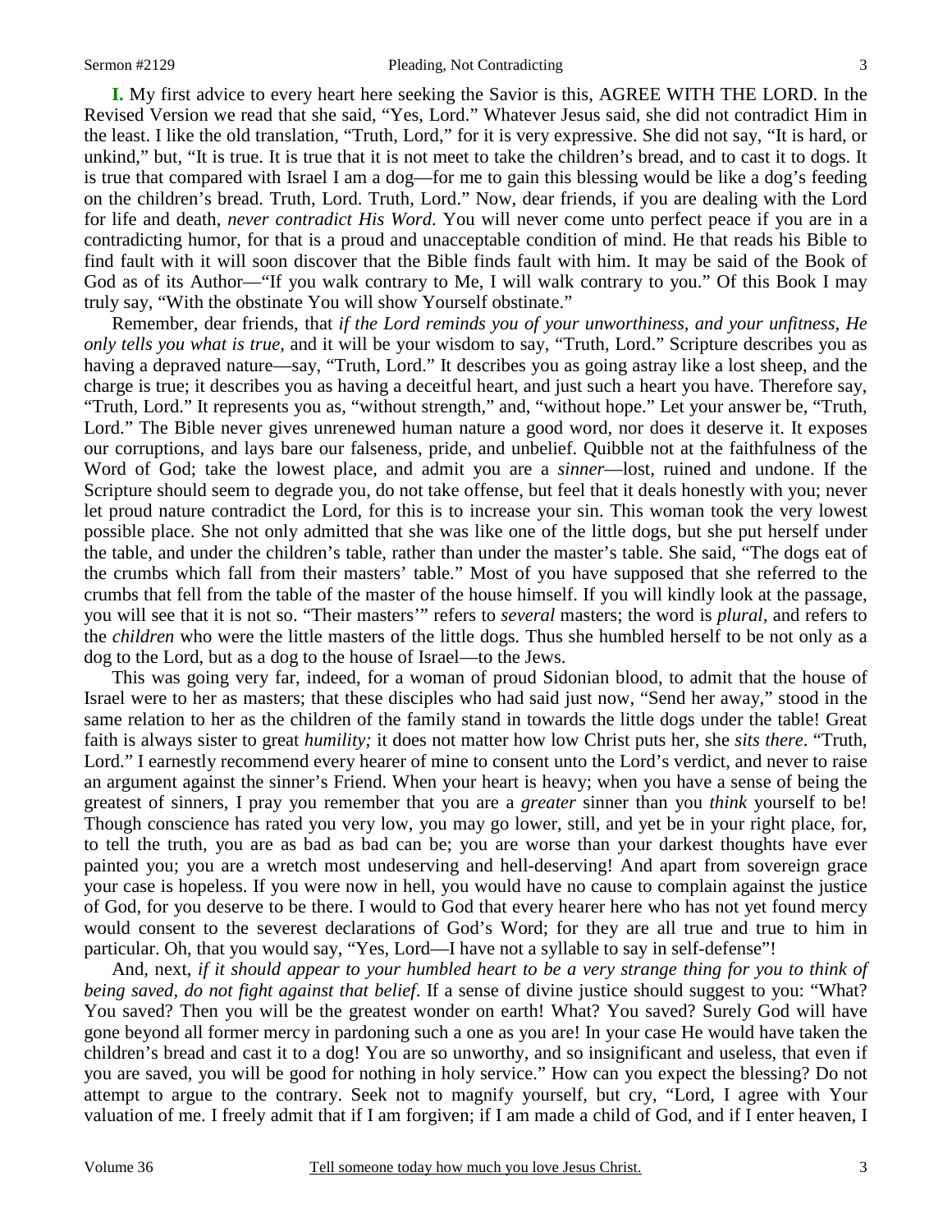**I.** My first advice to every heart here seeking the Savior is this, AGREE WITH THE LORD. In the Revised Version we read that she said, "Yes, Lord." Whatever Jesus said, she did not contradict Him in the least. I like the old translation, "Truth, Lord," for it is very expressive. She did not say, "It is hard, or unkind," but, "It is true. It is true that it is not meet to take the children's bread, and to cast it to dogs. It is true that compared with Israel I am a dog—for me to gain this blessing would be like a dog's feeding on the children's bread. Truth, Lord. Truth, Lord." Now, dear friends, if you are dealing with the Lord for life and death, *never contradict His Word*. You will never come unto perfect peace if you are in a contradicting humor, for that is a proud and unacceptable condition of mind. He that reads his Bible to find fault with it will soon discover that the Bible finds fault with him. It may be said of the Book of God as of its Author—"If you walk contrary to Me, I will walk contrary to you." Of this Book I may truly say, "With the obstinate You will show Yourself obstinate."

Remember, dear friends, that *if the Lord reminds you of your unworthiness, and your unfitness, He only tells you what is true*, and it will be your wisdom to say, "Truth, Lord." Scripture describes you as having a depraved nature—say, "Truth, Lord." It describes you as going astray like a lost sheep, and the charge is true; it describes you as having a deceitful heart, and just such a heart you have. Therefore say, "Truth, Lord." It represents you as, "without strength," and, "without hope." Let your answer be, "Truth, Lord." The Bible never gives unrenewed human nature a good word, nor does it deserve it. It exposes our corruptions, and lays bare our falseness, pride, and unbelief. Quibble not at the faithfulness of the Word of God; take the lowest place, and admit you are a *sinner*—lost, ruined and undone. If the Scripture should seem to degrade you, do not take offense, but feel that it deals honestly with you; never let proud nature contradict the Lord, for this is to increase your sin. This woman took the very lowest possible place. She not only admitted that she was like one of the little dogs, but she put herself under the table, and under the children's table, rather than under the master's table. She said, "The dogs eat of the crumbs which fall from their masters' table." Most of you have supposed that she referred to the crumbs that fell from the table of the master of the house himself. If you will kindly look at the passage, you will see that it is not so. "Their masters'" refers to *several* masters; the word is *plural,* and refers to the *children* who were the little masters of the little dogs. Thus she humbled herself to be not only as a dog to the Lord, but as a dog to the house of Israel—to the Jews.

This was going very far, indeed, for a woman of proud Sidonian blood, to admit that the house of Israel were to her as masters; that these disciples who had said just now, "Send her away," stood in the same relation to her as the children of the family stand in towards the little dogs under the table! Great faith is always sister to great *humility;* it does not matter how low Christ puts her, she *sits there*. "Truth, Lord." I earnestly recommend every hearer of mine to consent unto the Lord's verdict, and never to raise an argument against the sinner's Friend. When your heart is heavy; when you have a sense of being the greatest of sinners, I pray you remember that you are a *greater* sinner than you *think* yourself to be! Though conscience has rated you very low, you may go lower, still, and yet be in your right place, for, to tell the truth, you are as bad as bad can be; you are worse than your darkest thoughts have ever painted you; you are a wretch most undeserving and hell-deserving! And apart from sovereign grace your case is hopeless. If you were now in hell, you would have no cause to complain against the justice of God, for you deserve to be there. I would to God that every hearer here who has not yet found mercy would consent to the severest declarations of God's Word; for they are all true and true to him in particular. Oh, that you would say, "Yes, Lord—I have not a syllable to say in self-defense"!

And, next, *if it should appear to your humbled heart to be a very strange thing for you to think of being saved, do not fight against that belief*. If a sense of divine justice should suggest to you: "What? You saved? Then you will be the greatest wonder on earth! What? You saved? Surely God will have gone beyond all former mercy in pardoning such a one as you are! In your case He would have taken the children's bread and cast it to a dog! You are so unworthy, and so insignificant and useless, that even if you are saved, you will be good for nothing in holy service." How can you expect the blessing? Do not attempt to argue to the contrary. Seek not to magnify yourself, but cry, "Lord, I agree with Your valuation of me. I freely admit that if I am forgiven; if I am made a child of God, and if I enter heaven, I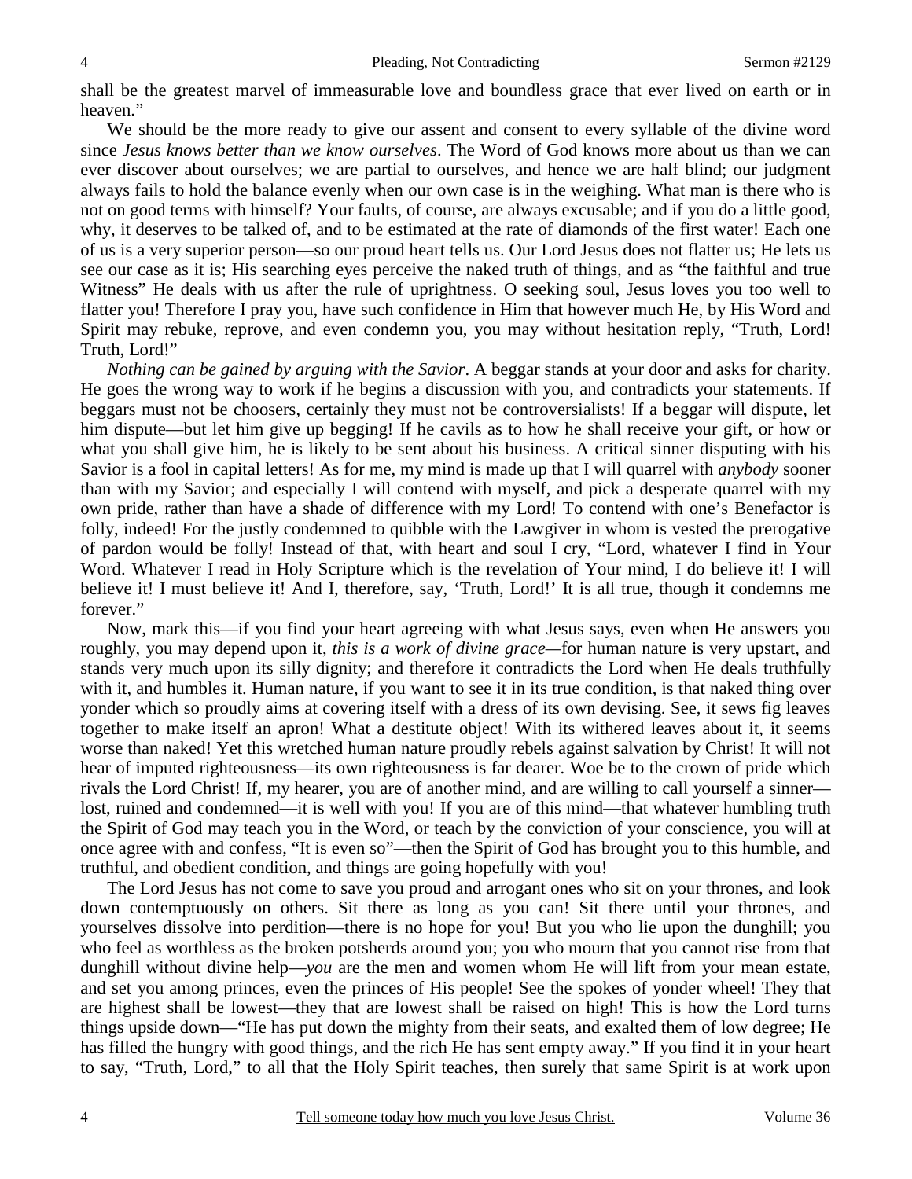shall be the greatest marvel of immeasurable love and boundless grace that ever lived on earth or in heaven."

We should be the more ready to give our assent and consent to every syllable of the divine word since *Jesus knows better than we know ourselves*. The Word of God knows more about us than we can ever discover about ourselves; we are partial to ourselves, and hence we are half blind; our judgment always fails to hold the balance evenly when our own case is in the weighing. What man is there who is not on good terms with himself? Your faults, of course, are always excusable; and if you do a little good, why, it deserves to be talked of, and to be estimated at the rate of diamonds of the first water! Each one of us is a very superior person—so our proud heart tells us. Our Lord Jesus does not flatter us; He lets us see our case as it is; His searching eyes perceive the naked truth of things, and as "the faithful and true Witness" He deals with us after the rule of uprightness. O seeking soul, Jesus loves you too well to flatter you! Therefore I pray you, have such confidence in Him that however much He, by His Word and Spirit may rebuke, reprove, and even condemn you, you may without hesitation reply, "Truth, Lord! Truth, Lord!"

*Nothing can be gained by arguing with the Savior*. A beggar stands at your door and asks for charity. He goes the wrong way to work if he begins a discussion with you, and contradicts your statements. If beggars must not be choosers, certainly they must not be controversialists! If a beggar will dispute, let him dispute—but let him give up begging! If he cavils as to how he shall receive your gift, or how or what you shall give him, he is likely to be sent about his business. A critical sinner disputing with his Savior is a fool in capital letters! As for me, my mind is made up that I will quarrel with *anybody* sooner than with my Savior; and especially I will contend with myself, and pick a desperate quarrel with my own pride, rather than have a shade of difference with my Lord! To contend with one's Benefactor is folly, indeed! For the justly condemned to quibble with the Lawgiver in whom is vested the prerogative of pardon would be folly! Instead of that, with heart and soul I cry, "Lord, whatever I find in Your Word. Whatever I read in Holy Scripture which is the revelation of Your mind, I do believe it! I will believe it! I must believe it! And I, therefore, say, 'Truth, Lord!' It is all true, though it condemns me forever."

Now, mark this—if you find your heart agreeing with what Jesus says, even when He answers you roughly, you may depend upon it, *this is a work of divine grace*—for human nature is very upstart, and stands very much upon its silly dignity; and therefore it contradicts the Lord when He deals truthfully with it, and humbles it. Human nature, if you want to see it in its true condition, is that naked thing over yonder which so proudly aims at covering itself with a dress of its own devising. See, it sews fig leaves together to make itself an apron! What a destitute object! With its withered leaves about it, it seems worse than naked! Yet this wretched human nature proudly rebels against salvation by Christ! It will not hear of imputed righteousness—its own righteousness is far dearer. Woe be to the crown of pride which rivals the Lord Christ! If, my hearer, you are of another mind, and are willing to call yourself a sinner—lost, ruined and condemned—it is well with you! If you are of this mind—that whatever humbling truth the Spirit of God may teach you in the Word, or teach by the conviction of your conscience, you will at once agree with and confess, "It is even so"—then the Spirit of God has brought you to this humble, and truthful, and obedient condition, and things are going hopefully with you!

The Lord Jesus has not come to save you proud and arrogant ones who sit on your thrones, and look down contemptuously on others. Sit there as long as you can! Sit there until your thrones, and yourselves dissolve into perdition—there is no hope for you! But you who lie upon the dunghill; you who feel as worthless as the broken potsherds around you; you who mourn that you cannot rise from that dunghill without divine help—*you* are the men and women whom He will lift from your mean estate, and set you among princes, even the princes of His people! See the spokes of yonder wheel! They that are highest shall be lowest—they that are lowest shall be raised on high! This is how the Lord turns things upside down—"He has put down the mighty from their seats, and exalted them of low degree; He has filled the hungry with good things, and the rich He has sent empty away." If you find it in your heart to say, "Truth, Lord," to all that the Holy Spirit teaches, then surely that same Spirit is at work upon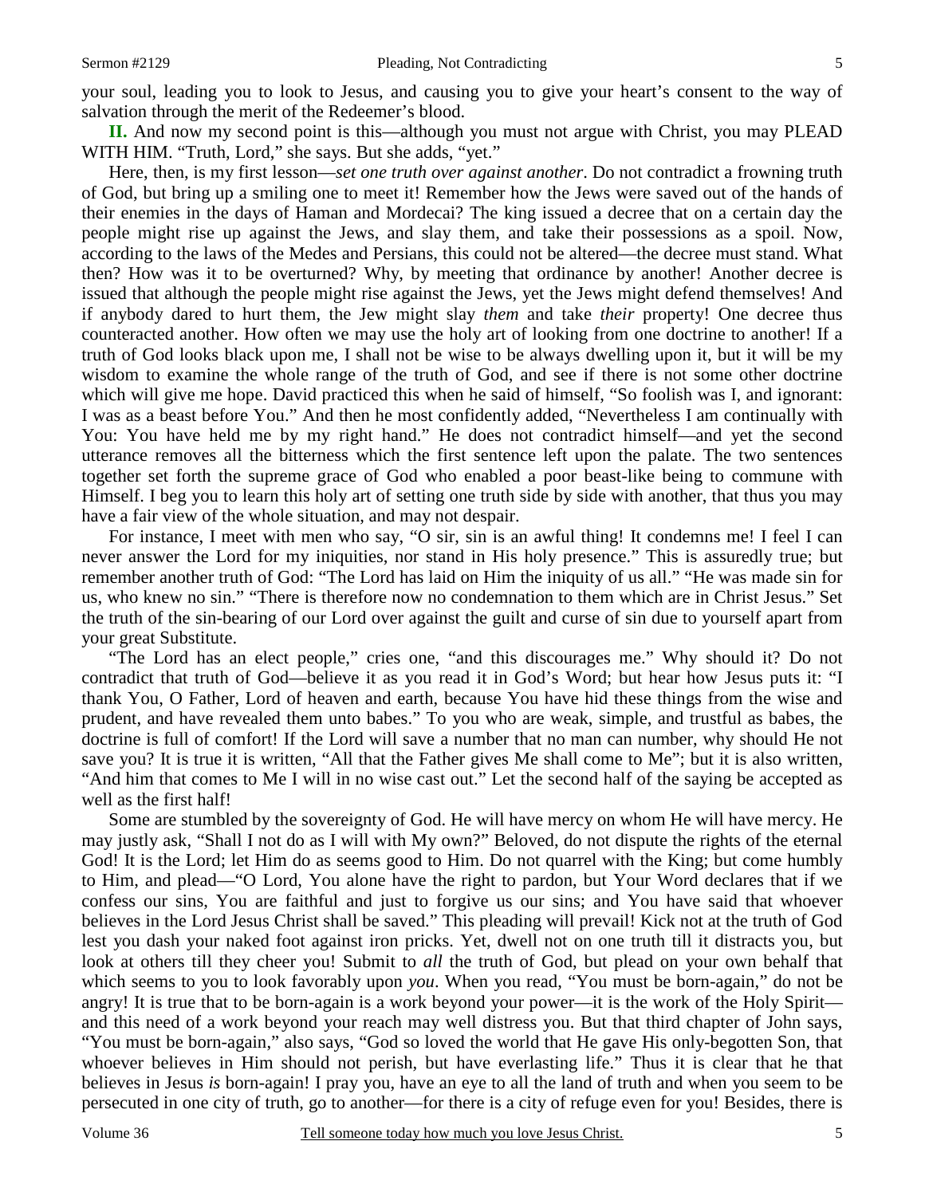your soul, leading you to look to Jesus, and causing you to give your heart's consent to the way of salvation through the merit of the Redeemer's blood.

**II.** And now my second point is this—although you must not argue with Christ, you may PLEAD WITH HIM. "Truth, Lord," she says. But she adds, "yet."

Here, then, is my first lesson—*set one truth over against another*. Do not contradict a frowning truth of God, but bring up a smiling one to meet it! Remember how the Jews were saved out of the hands of their enemies in the days of Haman and Mordecai? The king issued a decree that on a certain day the people might rise up against the Jews, and slay them, and take their possessions as a spoil. Now, according to the laws of the Medes and Persians, this could not be altered—the decree must stand. What then? How was it to be overturned? Why, by meeting that ordinance by another! Another decree is issued that although the people might rise against the Jews, yet the Jews might defend themselves! And if anybody dared to hurt them, the Jew might slay *them* and take *their* property! One decree thus counteracted another. How often we may use the holy art of looking from one doctrine to another! If a truth of God looks black upon me, I shall not be wise to be always dwelling upon it, but it will be my wisdom to examine the whole range of the truth of God, and see if there is not some other doctrine which will give me hope. David practiced this when he said of himself, "So foolish was I, and ignorant: I was as a beast before You." And then he most confidently added, "Nevertheless I am continually with You: You have held me by my right hand." He does not contradict himself—and yet the second utterance removes all the bitterness which the first sentence left upon the palate. The two sentences together set forth the supreme grace of God who enabled a poor beast-like being to commune with Himself. I beg you to learn this holy art of setting one truth side by side with another, that thus you may have a fair view of the whole situation, and may not despair.

For instance, I meet with men who say, "O sir, sin is an awful thing! It condemns me! I feel I can never answer the Lord for my iniquities, nor stand in His holy presence." This is assuredly true; but remember another truth of God: "The Lord has laid on Him the iniquity of us all." "He was made sin for us, who knew no sin." "There is therefore now no condemnation to them which are in Christ Jesus." Set the truth of the sin-bearing of our Lord over against the guilt and curse of sin due to yourself apart from your great Substitute.

"The Lord has an elect people," cries one, "and this discourages me." Why should it? Do not contradict that truth of God—believe it as you read it in God's Word; but hear how Jesus puts it: "I thank You, O Father, Lord of heaven and earth, because You have hid these things from the wise and prudent, and have revealed them unto babes." To you who are weak, simple, and trustful as babes, the doctrine is full of comfort! If the Lord will save a number that no man can number, why should He not save you? It is true it is written, "All that the Father gives Me shall come to Me"; but it is also written, "And him that comes to Me I will in no wise cast out." Let the second half of the saying be accepted as well as the first half!

Some are stumbled by the sovereignty of God. He will have mercy on whom He will have mercy. He may justly ask, "Shall I not do as I will with My own?" Beloved, do not dispute the rights of the eternal God! It is the Lord; let Him do as seems good to Him. Do not quarrel with the King; but come humbly to Him, and plead—"O Lord, You alone have the right to pardon, but Your Word declares that if we confess our sins, You are faithful and just to forgive us our sins; and You have said that whoever believes in the Lord Jesus Christ shall be saved." This pleading will prevail! Kick not at the truth of God lest you dash your naked foot against iron pricks. Yet, dwell not on one truth till it distracts you, but look at others till they cheer you! Submit to *all* the truth of God, but plead on your own behalf that which seems to you to look favorably upon *you*. When you read, "You must be born-again," do not be angry! It is true that to be born-again is a work beyond your power—it is the work of the Holy Spirit—and this need of a work beyond your reach may well distress you. But that third chapter of John says, "You must be born-again," also says, "God so loved the world that He gave His only-begotten Son, that whoever believes in Him should not perish, but have everlasting life." Thus it is clear that he that believes in Jesus *is* born-again! I pray you, have an eye to all the land of truth and when you seem to be persecuted in one city of truth, go to another—for there is a city of refuge even for you! Besides, there is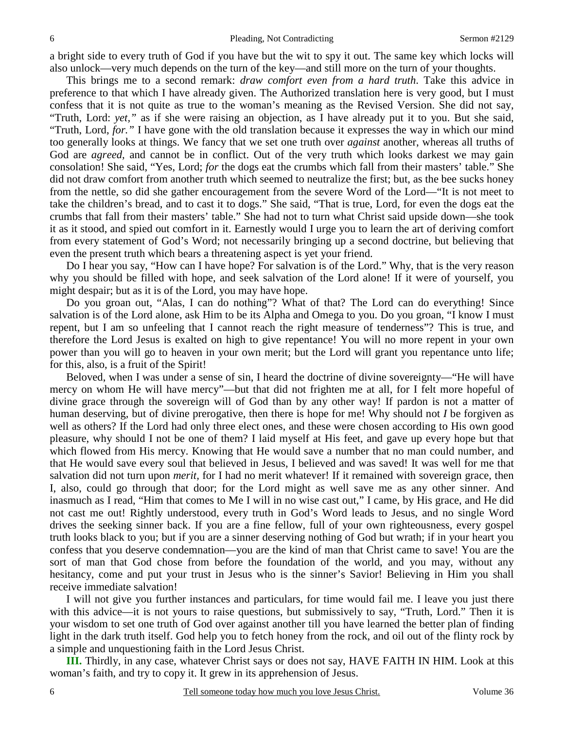a bright side to every truth of God if you have but the wit to spy it out. The same key which locks will also unlock—very much depends on the turn of the key—and still more on the turn of your thoughts.

This brings me to a second remark: *draw comfort even from a hard truth*. Take this advice in preference to that which I have already given. The Authorized translation here is very good, but I must confess that it is not quite as true to the woman's meaning as the Revised Version. She did not say, "Truth, Lord: *yet,"* as if she were raising an objection, as I have already put it to you. But she said, "Truth, Lord, *for."* I have gone with the old translation because it expresses the way in which our mind too generally looks at things. We fancy that we set one truth over *against* another, whereas all truths of God are *agreed,* and cannot be in conflict. Out of the very truth which looks darkest we may gain consolation! She said, "Yes, Lord; *for* the dogs eat the crumbs which fall from their masters' table." She did not draw comfort from another truth which seemed to neutralize the first; but, as the bee sucks honey from the nettle, so did she gather encouragement from the severe Word of the Lord—"It is not meet to take the children's bread, and to cast it to dogs." She said, "That is true, Lord, for even the dogs eat the crumbs that fall from their masters' table." She had not to turn what Christ said upside down—she took it as it stood, and spied out comfort in it. Earnestly would I urge you to learn the art of deriving comfort from every statement of God's Word; not necessarily bringing up a second doctrine, but believing that even the present truth which bears a threatening aspect is yet your friend.

Do I hear you say, "How can I have hope? For salvation is of the Lord." Why, that is the very reason why you should be filled with hope, and seek salvation of the Lord alone! If it were of yourself, you might despair; but as it is of the Lord, you may have hope.

Do you groan out, "Alas, I can do nothing"? What of that? The Lord can do everything! Since salvation is of the Lord alone, ask Him to be its Alpha and Omega to you. Do you groan, "I know I must repent, but I am so unfeeling that I cannot reach the right measure of tenderness"? This is true, and therefore the Lord Jesus is exalted on high to give repentance! You will no more repent in your own power than you will go to heaven in your own merit; but the Lord will grant you repentance unto life; for this, also, is a fruit of the Spirit!

Beloved, when I was under a sense of sin, I heard the doctrine of divine sovereignty—"He will have mercy on whom He will have mercy"—but that did not frighten me at all, for I felt more hopeful of divine grace through the sovereign will of God than by any other way! If pardon is not a matter of human deserving, but of divine prerogative, then there is hope for me! Why should not *I* be forgiven as well as others? If the Lord had only three elect ones, and these were chosen according to His own good pleasure, why should I not be one of them? I laid myself at His feet, and gave up every hope but that which flowed from His mercy. Knowing that He would save a number that no man could number, and that He would save every soul that believed in Jesus, I believed and was saved! It was well for me that salvation did not turn upon *merit,* for I had no merit whatever! If it remained with sovereign grace, then I, also, could go through that door; for the Lord might as well save me as any other sinner. And inasmuch as I read, "Him that comes to Me I will in no wise cast out," I came, by His grace, and He did not cast me out! Rightly understood, every truth in God's Word leads to Jesus, and no single Word drives the seeking sinner back. If you are a fine fellow, full of your own righteousness, every gospel truth looks black to you; but if you are a sinner deserving nothing of God but wrath; if in your heart you confess that you deserve condemnation—you are the kind of man that Christ came to save! You are the sort of man that God chose from before the foundation of the world, and you may, without any hesitancy, come and put your trust in Jesus who is the sinner's Savior! Believing in Him you shall receive immediate salvation!

I will not give you further instances and particulars, for time would fail me. I leave you just there with this advice—it is not yours to raise questions, but submissively to say, "Truth, Lord." Then it is your wisdom to set one truth of God over against another till you have learned the better plan of finding light in the dark truth itself. God help you to fetch honey from the rock, and oil out of the flinty rock by a simple and unquestioning faith in the Lord Jesus Christ.

**III.** Thirdly, in any case, whatever Christ says or does not say, HAVE FAITH IN HIM. Look at this woman's faith, and try to copy it. It grew in its apprehension of Jesus.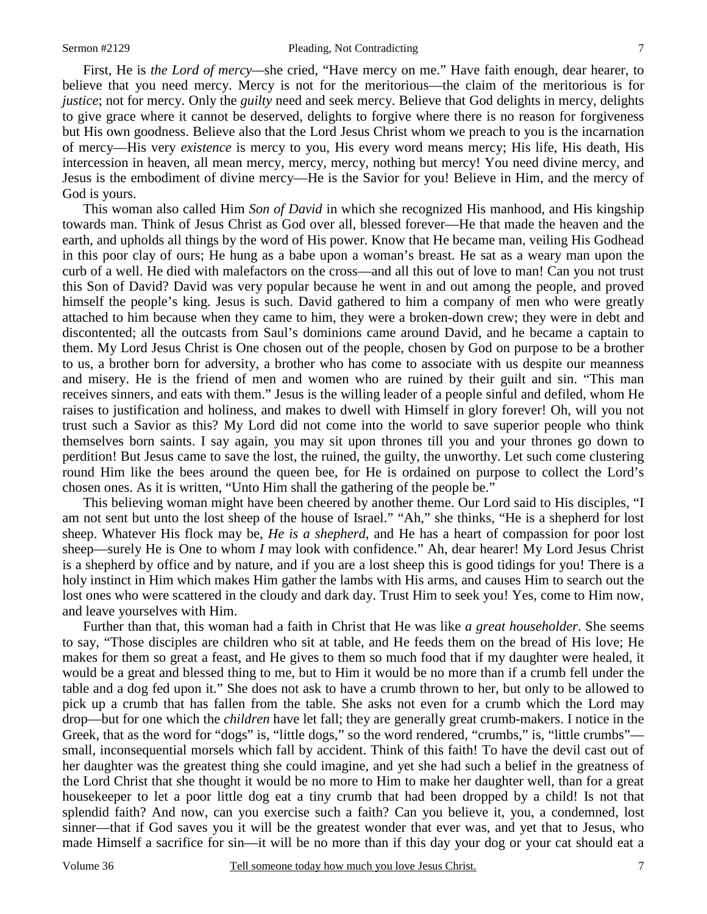First, He is *the Lord of mercy*—she cried, "Have mercy on me." Have faith enough, dear hearer, to believe that you need mercy. Mercy is not for the meritorious—the claim of the meritorious is for *justice*; not for mercy. Only the *guilty* need and seek mercy. Believe that God delights in mercy, delights to give grace where it cannot be deserved, delights to forgive where there is no reason for forgiveness but His own goodness. Believe also that the Lord Jesus Christ whom we preach to you is the incarnation of mercy—His very *existence* is mercy to you, His every word means mercy; His life, His death, His intercession in heaven, all mean mercy, mercy, mercy, nothing but mercy! You need divine mercy, and Jesus is the embodiment of divine mercy—He is the Savior for you! Believe in Him, and the mercy of God is yours.

This woman also called Him *Son of David* in which she recognized His manhood, and His kingship towards man. Think of Jesus Christ as God over all, blessed forever—He that made the heaven and the earth, and upholds all things by the word of His power. Know that He became man, veiling His Godhead in this poor clay of ours; He hung as a babe upon a woman's breast. He sat as a weary man upon the curb of a well. He died with malefactors on the cross—and all this out of love to man! Can you not trust this Son of David? David was very popular because he went in and out among the people, and proved himself the people's king. Jesus is such. David gathered to him a company of men who were greatly attached to him because when they came to him, they were a broken-down crew; they were in debt and discontented; all the outcasts from Saul's dominions came around David, and he became a captain to them. My Lord Jesus Christ is One chosen out of the people, chosen by God on purpose to be a brother to us, a brother born for adversity, a brother who has come to associate with us despite our meanness and misery. He is the friend of men and women who are ruined by their guilt and sin. "This man receives sinners, and eats with them." Jesus is the willing leader of a people sinful and defiled, whom He raises to justification and holiness, and makes to dwell with Himself in glory forever! Oh, will you not trust such a Savior as this? My Lord did not come into the world to save superior people who think themselves born saints. I say again, you may sit upon thrones till you and your thrones go down to perdition! But Jesus came to save the lost, the ruined, the guilty, the unworthy. Let such come clustering round Him like the bees around the queen bee, for He is ordained on purpose to collect the Lord's chosen ones. As it is written, "Unto Him shall the gathering of the people be."

This believing woman might have been cheered by another theme. Our Lord said to His disciples, "I am not sent but unto the lost sheep of the house of Israel." "Ah," she thinks, "He is a shepherd for lost sheep. Whatever His flock may be, *He is a shepherd*, and He has a heart of compassion for poor lost sheep—surely He is One to whom *I* may look with confidence." Ah, dear hearer! My Lord Jesus Christ is a shepherd by office and by nature, and if you are a lost sheep this is good tidings for you! There is a holy instinct in Him which makes Him gather the lambs with His arms, and causes Him to search out the lost ones who were scattered in the cloudy and dark day. Trust Him to seek you! Yes, come to Him now, and leave yourselves with Him.

Further than that, this woman had a faith in Christ that He was like *a great householder*. She seems to say, "Those disciples are children who sit at table, and He feeds them on the bread of His love; He makes for them so great a feast, and He gives to them so much food that if my daughter were healed, it would be a great and blessed thing to me, but to Him it would be no more than if a crumb fell under the table and a dog fed upon it." She does not ask to have a crumb thrown to her, but only to be allowed to pick up a crumb that has fallen from the table. She asks not even for a crumb which the Lord may drop—but for one which the *children* have let fall; they are generally great crumb-makers. I notice in the Greek, that as the word for "dogs" is, "little dogs," so the word rendered, "crumbs," is, "little crumbs"—small, inconsequential morsels which fall by accident. Think of this faith! To have the devil cast out of her daughter was the greatest thing she could imagine, and yet she had such a belief in the greatness of the Lord Christ that she thought it would be no more to Him to make her daughter well, than for a great housekeeper to let a poor little dog eat a tiny crumb that had been dropped by a child! Is not that splendid faith? And now, can you exercise such a faith? Can you believe it, you, a condemned, lost sinner—that if God saves you it will be the greatest wonder that ever was, and yet that to Jesus, who made Himself a sacrifice for sin—it will be no more than if this day your dog or your cat should eat a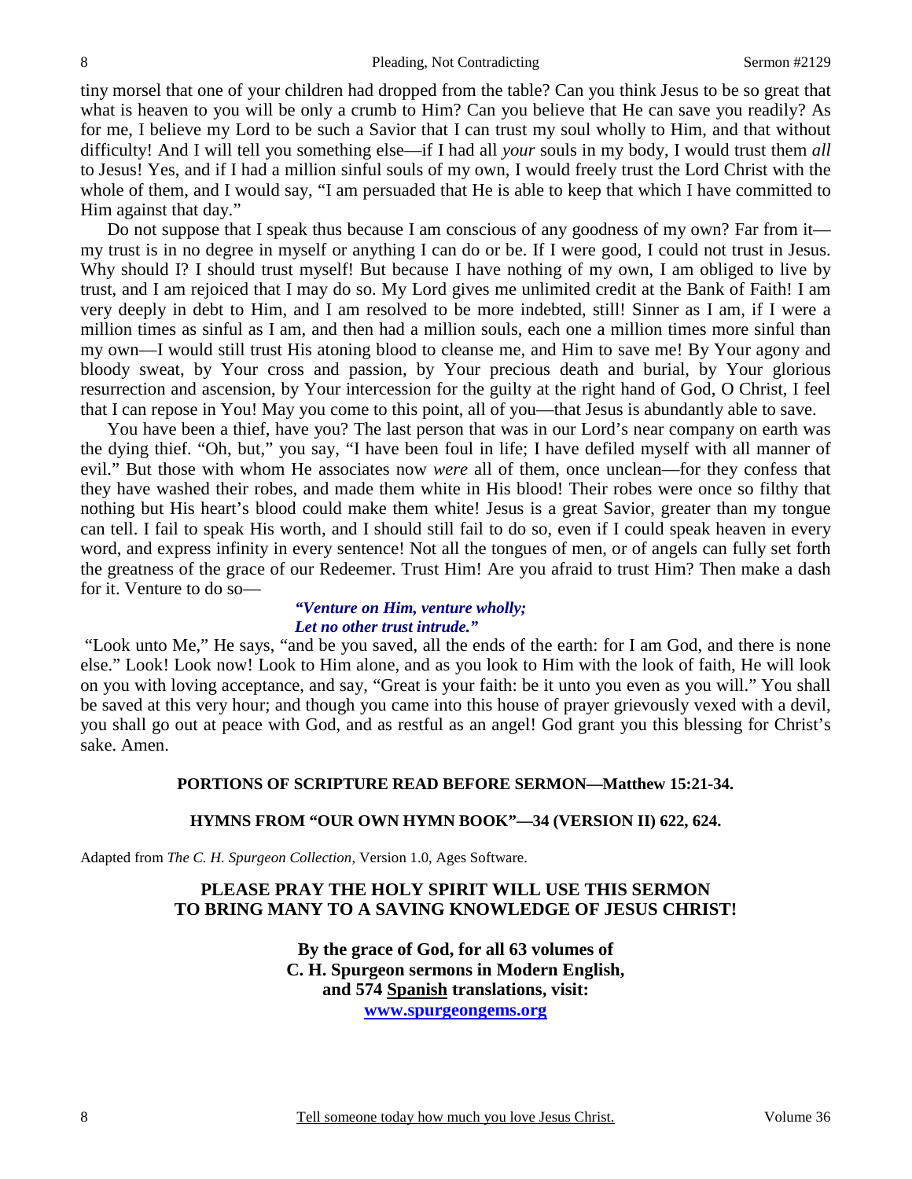tiny morsel that one of your children had dropped from the table? Can you think Jesus to be so great that what is heaven to you will be only a crumb to Him? Can you believe that He can save you readily? As for me, I believe my Lord to be such a Savior that I can trust my soul wholly to Him, and that without difficulty! And I will tell you something else—if I had all *your* souls in my body, I would trust them *all* to Jesus! Yes, and if I had a million sinful souls of my own, I would freely trust the Lord Christ with the whole of them, and I would say, "I am persuaded that He is able to keep that which I have committed to Him against that day."

Do not suppose that I speak thus because I am conscious of any goodness of my own? Far from it—my trust is in no degree in myself or anything I can do or be. If I were good, I could not trust in Jesus. Why should I? I should trust myself! But because I have nothing of my own, I am obliged to live by trust, and I am rejoiced that I may do so. My Lord gives me unlimited credit at the Bank of Faith! I am very deeply in debt to Him, and I am resolved to be more indebted, still! Sinner as I am, if I were a million times as sinful as I am, and then had a million souls, each one a million times more sinful than my own—I would still trust His atoning blood to cleanse me, and Him to save me! By Your agony and bloody sweat, by Your cross and passion, by Your precious death and burial, by Your glorious resurrection and ascension, by Your intercession for the guilty at the right hand of God, O Christ, I feel that I can repose in You! May you come to this point, all of you—that Jesus is abundantly able to save.

You have been a thief, have you? The last person that was in our Lord's near company on earth was the dying thief. "Oh, but," you say, "I have been foul in life; I have defiled myself with all manner of evil." But those with whom He associates now *were* all of them, once unclean—for they confess that they have washed their robes, and made them white in His blood! Their robes were once so filthy that nothing but His heart's blood could make them white! Jesus is a great Savior, greater than my tongue can tell. I fail to speak His worth, and I should still fail to do so, even if I could speak heaven in every word, and express infinity in every sentence! Not all the tongues of men, or of angels can fully set forth the greatness of the grace of our Redeemer. Trust Him! Are you afraid to trust Him? Then make a dash for it. Venture to do so—

> ***"Venture on Him, venture wholly;***
> ***Let no other trust intrude."***

"Look unto Me," He says, "and be you saved, all the ends of the earth: for I am God, and there is none else." Look! Look now! Look to Him alone, and as you look to Him with the look of faith, He will look on you with loving acceptance, and say, "Great is your faith: be it unto you even as you will." You shall be saved at this very hour; and though you came into this house of prayer grievously vexed with a devil, you shall go out at peace with God, and as restful as an angel! God grant you this blessing for Christ's sake. Amen.

**PORTIONS OF SCRIPTURE READ BEFORE SERMON—Matthew 15:21-34.**

**HYMNS FROM "OUR OWN HYMN BOOK"—34 (VERSION II) 622, 624.**

Adapted from *The C. H. Spurgeon Collection*, Version 1.0, Ages Software.

**PLEASE PRAY THE HOLY SPIRIT WILL USE THIS SERMON TO BRING MANY TO A SAVING KNOWLEDGE OF JESUS CHRIST!**

**By the grace of God, for all 63 volumes of C. H. Spurgeon sermons in Modern English, and 574 Spanish translations, visit: www.spurgeongems.org**